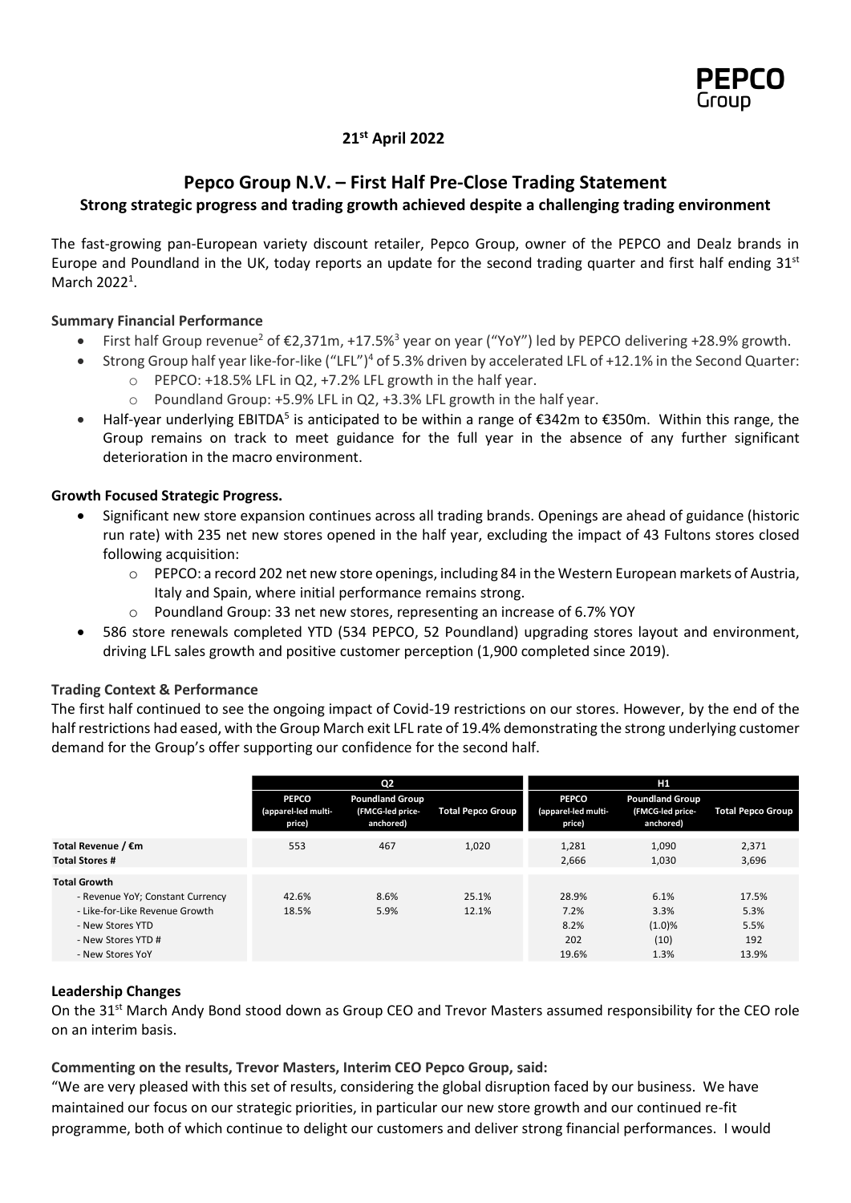**21st April 2022**

# Pepco Group N.V. – First Half Pre-Close Trading Statement

## Strong strategic progress and trading growth achieved despite a challenging trading environment

The fast-growing pan-European variety discount retailer, Pepco Group, owner of the PEPCO and Dealz brands in Europe and Poundland in the UK, today reports an update for the second trading quarter and first half ending 31st March 2022[1].

### Summary Financial Performance

- First half Group revenue[2] of €2,371m, +17.5%[3] year on year ("YoY") led by PEPCO delivering +28.9% growth.
- Strong Group half year like-for-like ("LFL")[4] of 5.3% driven by accelerated LFL of +12.1% in the Second Quarter:
  - PEPCO: +18.5% LFL in Q2, +7.2% LFL growth in the half year.
  - Poundland Group: +5.9% LFL in Q2, +3.3% LFL growth in the half year.
- Half-year underlying EBITDA[5] is anticipated to be within a range of €342m to €350m. Within this range, the Group remains on track to meet guidance for the full year in the absence of any further significant deterioration in the macro environment.

### Growth Focused Strategic Progress.

- Significant new store expansion continues across all trading brands. Openings are ahead of guidance (historic run rate) with 235 net new stores opened in the half year, excluding the impact of 43 Fultons stores closed following acquisition:
  - PEPCO: a record 202 net new store openings, including 84 in the Western European markets of Austria, Italy and Spain, where initial performance remains strong.
  - Poundland Group: 33 net new stores, representing an increase of 6.7% YOY
- 586 store renewals completed YTD (534 PEPCO, 52 Poundland) upgrading stores layout and environment, driving LFL sales growth and positive customer perception (1,900 completed since 2019).

### Trading Context & Performance

The first half continued to see the ongoing impact of Covid-19 restrictions on our stores. However, by the end of the half restrictions had eased, with the Group March exit LFL rate of 19.4% demonstrating the strong underlying customer demand for the Group's offer supporting our confidence for the second half.

| | Q2 | | | H1 | | |
|---|---|---|---|---|---|---|
| | PEPCO (apparel-led multi-price) | Poundland Group (FMCG-led price-anchored) | Total Pepco Group | PEPCO (apparel-led multi-price) | Poundland Group (FMCG-led price-anchored) | Total Pepco Group |
| **Total Revenue / €m** | 553 | 467 | 1,020 | 1,281 | 1,090 | 2,371 |
| **Total Stores #** | | | | 2,666 | 1,030 | 3,696 |
| **Total Growth** | | | | | | |
| - Revenue YoY; Constant Currency | 42.6% | 8.6% | 25.1% | 28.9% | 6.1% | 17.5% |
| - Like-for-Like Revenue Growth | 18.5% | 5.9% | 12.1% | 7.2% | 3.3% | 5.3% |
| - New Stores YTD | | | | 8.2% | (1.0)% | 5.5% |
| - New Stores YTD # | | | | 202 | (10) | 192 |
| - New Stores YoY | | | | 19.6% | 1.3% | 13.9% |

### Leadership Changes

On the 31st March Andy Bond stood down as Group CEO and Trevor Masters assumed responsibility for the CEO role on an interim basis.

### Commenting on the results, Trevor Masters, Interim CEO Pepco Group, said:

"We are very pleased with this set of results, considering the global disruption faced by our business. We have maintained our focus on our strategic priorities, in particular our new store growth and our continued re-fit programme, both of which continue to delight our customers and deliver strong financial performances. I would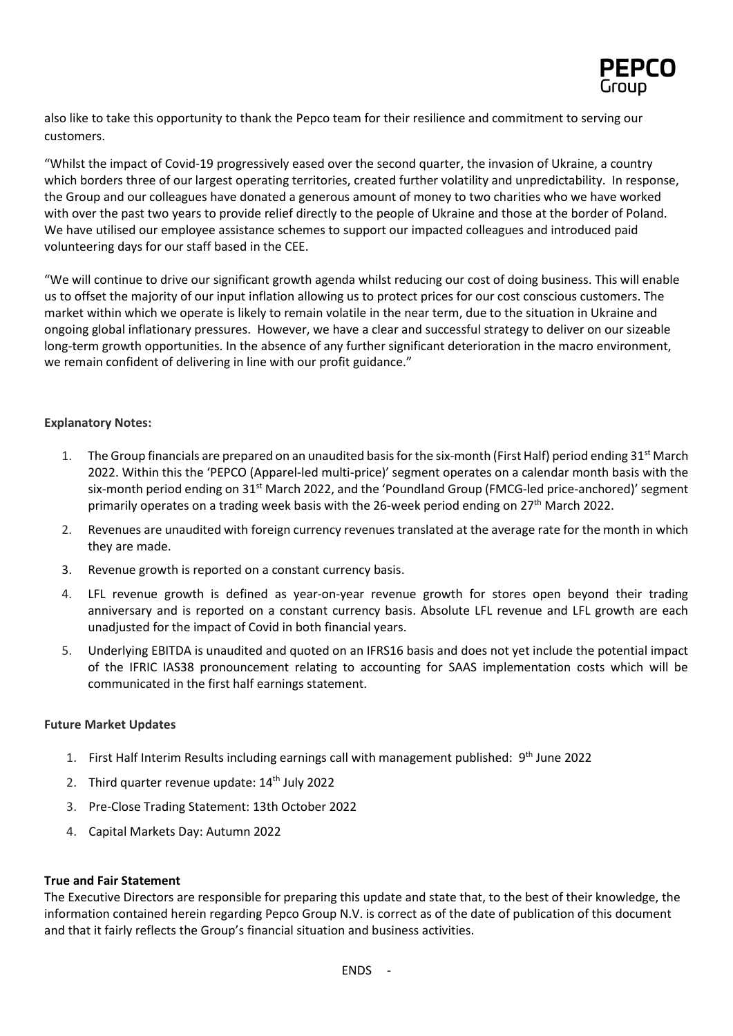also like to take this opportunity to thank the Pepco team for their resilience and commitment to serving our customers.

"Whilst the impact of Covid-19 progressively eased over the second quarter, the invasion of Ukraine, a country which borders three of our largest operating territories, created further volatility and unpredictability. In response, the Group and our colleagues have donated a generous amount of money to two charities who we have worked with over the past two years to provide relief directly to the people of Ukraine and those at the border of Poland. We have utilised our employee assistance schemes to support our impacted colleagues and introduced paid volunteering days for our staff based in the CEE.

"We will continue to drive our significant growth agenda whilst reducing our cost of doing business. This will enable us to offset the majority of our input inflation allowing us to protect prices for our cost conscious customers. The market within which we operate is likely to remain volatile in the near term, due to the situation in Ukraine and ongoing global inflationary pressures. However, we have a clear and successful strategy to deliver on our sizeable long-term growth opportunities. In the absence of any further significant deterioration in the macro environment, we remain confident of delivering in line with our profit guidance."

**Explanatory Notes:**

1. The Group financials are prepared on an unaudited basis for the six-month (First Half) period ending 31st March 2022. Within this the 'PEPCO (Apparel-led multi-price)' segment operates on a calendar month basis with the six-month period ending on 31st March 2022, and the 'Poundland Group (FMCG-led price-anchored)' segment primarily operates on a trading week basis with the 26-week period ending on 27th March 2022.
2. Revenues are unaudited with foreign currency revenues translated at the average rate for the month in which they are made.
3. Revenue growth is reported on a constant currency basis.
4. LFL revenue growth is defined as year-on-year revenue growth for stores open beyond their trading anniversary and is reported on a constant currency basis. Absolute LFL revenue and LFL growth are each unadjusted for the impact of Covid in both financial years.
5. Underlying EBITDA is unaudited and quoted on an IFRS16 basis and does not yet include the potential impact of the IFRIC IAS38 pronouncement relating to accounting for SAAS implementation costs which will be communicated in the first half earnings statement.

**Future Market Updates**

1. First Half Interim Results including earnings call with management published: 9th June 2022
2. Third quarter revenue update: 14th July 2022
3. Pre-Close Trading Statement: 13th October 2022
4. Capital Markets Day: Autumn 2022

**True and Fair Statement**

The Executive Directors are responsible for preparing this update and state that, to the best of their knowledge, the information contained herein regarding Pepco Group N.V. is correct as of the date of publication of this document and that it fairly reflects the Group's financial situation and business activities.

ENDS -